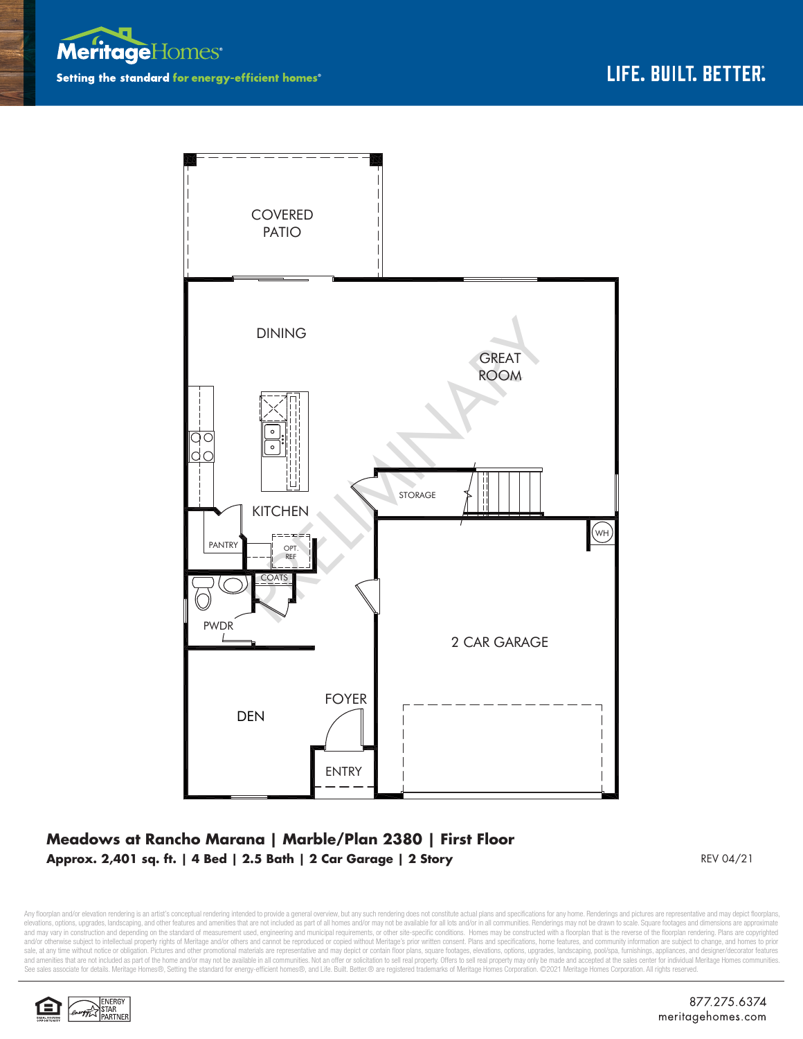**MeritageHomes**®

**Setting the standard for energy-efficient homes**®

**LIFE. BUILT. BETTER.**®

COVERED PATIO

DINING

GREAT ROOM

KITCHEN

STORAGE

PANTRY

OPT. REF

COATS

WH

PWDR

2 CAR GARAGE

FOYER

DEN

ENTRY

PRELIMINARY

## Meadows at Rancho Marana | Marble/Plan 2380 | First Floor

**Approx. 2,401 sq. ft. | 4 Bed | 2.5 Bath | 2 Car Garage | 2 Story**

REV 04/21

Any floorplan and/or elevation rendering is an artist's conceptual rendering intended to provide a general overview, but any such rendering does not constitute actual plans and specifications for any home. Renderings and pictures are representative and may depict floorplans, elevations, options, upgrades, landscaping, and other features and amenities that are not included as part of all homes and/or may not be available for all lots and/or in all communities. Renderings may not be drawn to scale. Square footages and dimensions are approximate and may vary in construction and depending on the standard of measurement used, engineering and municipal requirements, or other site-specific conditions. Homes may be constructed with a floorplan that is the reverse of the floorplan rendering. Plans are copyrighted and/or otherwise subject to intellectual property rights of Meritage and/or others and cannot be reproduced or copied without Meritage's prior written consent. Plans and specifications, home features, and community information are subject to change, and homes to prior sale, at any time without notice or obligation. Pictures and other promotional materials are representative and may depict or contain floor plans, square footages, elevations, options, upgrades, landscaping, pool/spa, furnishings, appliances, and designer/decorator features and amenities that are not included as part of the home and/or may not be available in all communities. Not an offer or solicitation to sell real property. Offers to sell real property may only be made and accepted at the sales center for individual Meritage Homes communities. See sales associate for details. Meritage Homes®, Setting the standard for energy-efficient homes®, and Life. Built. Better.® are registered trademarks of Meritage Homes Corporation. ©2021 Meritage Homes Corporation. All rights reserved.

ENERGY STAR PARTNER

877.275.6374
meritagehomes.com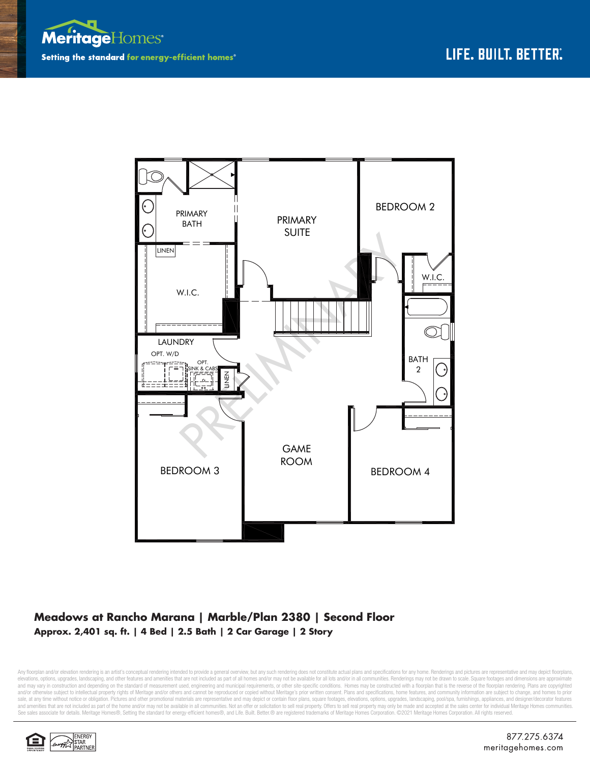Meritage Homes

Setting the standard for energy-efficient homes®

LIFE. BUILT. BETTER.

PRIMARY BATH

PRIMARY SUITE

BEDROOM 2

LINEN

W.I.C.

W.I.C.

LAUNDRY

OPT. W/D

OPT. SINK & CABS

LINEN

BATH 2

GAME ROOM

BEDROOM 3

BEDROOM 4

PRELIMINARY

**Meadows at Rancho Marana | Marble/Plan 2380 | Second Floor**

**Approx. 2,401 sq. ft. | 4 Bed | 2.5 Bath | 2 Car Garage | 2 Story**

Any floorplan and/or elevation rendering is an artist's conceptual rendering intended to provide a general overview, but any such rendering does not constitute actual plans and specifications for any home. Renderings and pictures are representative and may depict floorplans, elevations, options, upgrades, landscaping, and other features and amenities that are not included as part of all homes and/or may not be available for all lots and/or in all communities. Renderings may not be drawn to scale. Square footages and dimensions are approximate and may vary in construction and depending on the standard of measurement used, engineering and municipal requirements, or other site-specific conditions. Homes may be constructed with a floorplan that is the reverse of the floorplan rendering. Plans are copyrighted and/or otherwise subject to intellectual property rights of Meritage and/or others and cannot be reproduced or copied without Meritage's prior written consent. Plans and specifications, home features, and community information are subject to change, and homes to prior sale, at any time without notice or obligation. Pictures and other promotional materials are representative and may depict or contain floor plans, square footages, elevations, options, upgrades, landscaping, pool/spa, furnishings, appliances, and designer/decorator features and amenities that are not included as part of the home and/or may not be available in all communities. Not an offer or solicitation to sell real property. Offers to sell real property may only be made and accepted at the sales center for individual Meritage Homes communities. See sales associate for details. Meritage Homes®, Setting the standard for energy-efficient homes®, and Life. Built. Better.® are registered trademarks of Meritage Homes Corporation. ©2021 Meritage Homes Corporation. All rights reserved.

ENERGY STAR PARTNER

877.275.6374

meritagehomes.com